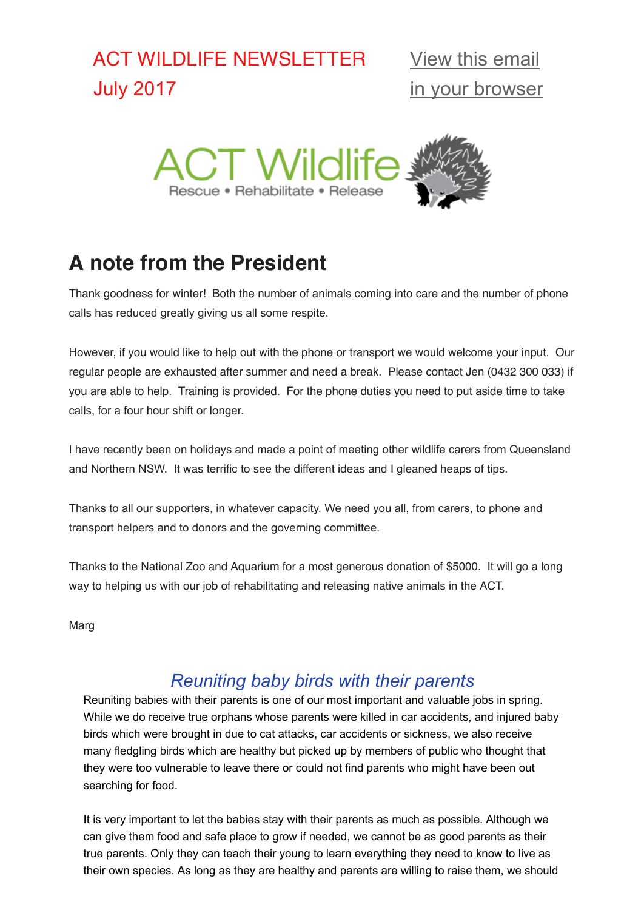ACT WILDLIFE NEWSLETTER
July 2017

View this email in your browser

ACT Wildlife

Rescue • Rehabilitate • Release

## A note from the President

Thank goodness for winter! Both the number of animals coming into care and the number of phone calls has reduced greatly giving us all some respite.

However, if you would like to help out with the phone or transport we would welcome your input. Our regular people are exhausted after summer and need a break. Please contact Jen (0432 300 033) if you are able to help. Training is provided. For the phone duties you need to put aside time to take calls, for a four hour shift or longer.

I have recently been on holidays and made a point of meeting other wildlife carers from Queensland and Northern NSW. It was terrific to see the different ideas and I gleaned heaps of tips.

Thanks to all our supporters, in whatever capacity. We need you all, from carers, to phone and transport helpers and to donors and the governing committee.

Thanks to the National Zoo and Aquarium for a most generous donation of $5000. It will go a long way to helping us with our job of rehabilitating and releasing native animals in the ACT.

Marg

### *Reuniting baby birds with their parents*

Reuniting babies with their parents is one of our most important and valuable jobs in spring. While we do receive true orphans whose parents were killed in car accidents, and injured baby birds which were brought in due to cat attacks, car accidents or sickness, we also receive many fledgling birds which are healthy but picked up by members of public who thought that they were too vulnerable to leave there or could not find parents who might have been out searching for food.

It is very important to let the babies stay with their parents as much as possible. Although we can give them food and safe place to grow if needed, we cannot be as good parents as their true parents. Only they can teach their young to learn everything they need to know to live as their own species. As long as they are healthy and parents are willing to raise them, we should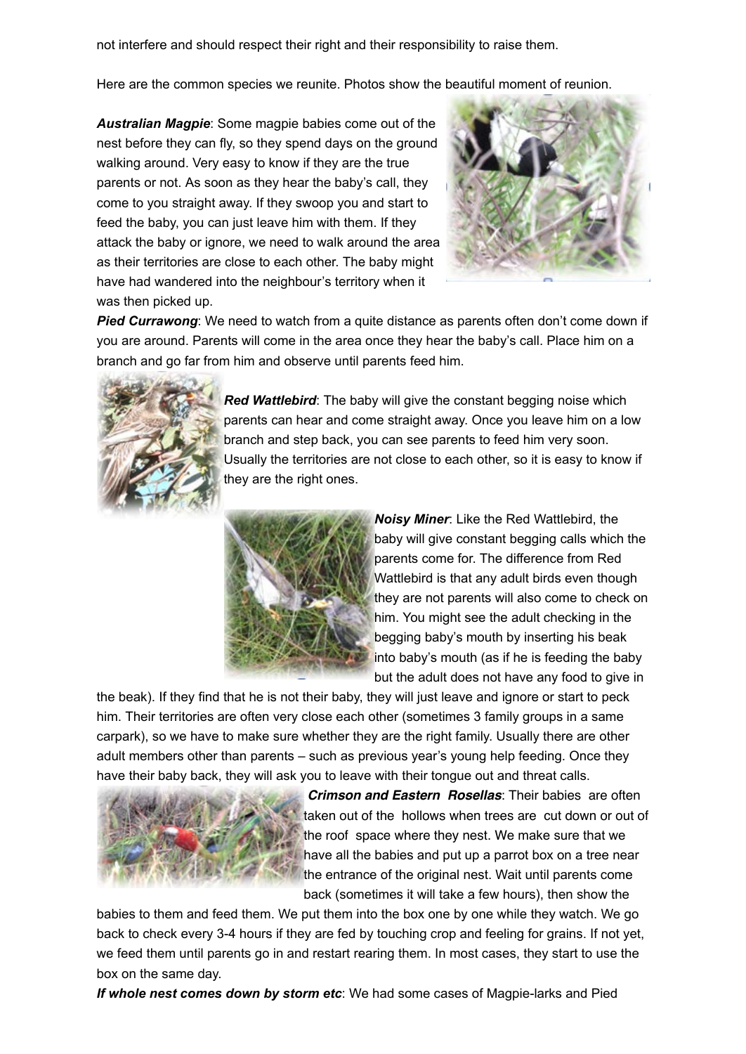not interfere and should respect their right and their responsibility to raise them.

Here are the common species we reunite. Photos show the beautiful moment of reunion.

***Australian Magpie***: Some magpie babies come out of the nest before they can fly, so they spend days on the ground walking around. Very easy to know if they are the true parents or not. As soon as they hear the baby's call, they come to you straight away. If they swoop you and start to feed the baby, you can just leave him with them. If they attack the baby or ignore, we need to walk around the area as their territories are close to each other. The baby might have had wandered into the neighbour's territory when it was then picked up.

***Pied Currawong***: We need to watch from a quite distance as parents often don't come down if you are around. Parents will come in the area once they hear the baby's call. Place him on a branch and go far from him and observe until parents feed him.

***Red Wattlebird***: The baby will give the constant begging noise which parents can hear and come straight away. Once you leave him on a low branch and step back, you can see parents to feed him very soon. Usually the territories are not close to each other, so it is easy to know if they are the right ones.

***Noisy Miner***: Like the Red Wattlebird, the baby will give constant begging calls which the parents come for. The difference from Red Wattlebird is that any adult birds even though they are not parents will also come to check on him. You might see the adult checking in the begging baby's mouth by inserting his beak into baby's mouth (as if he is feeding the baby but the adult does not have any food to give in the beak). If they find that he is not their baby, they will just leave and ignore or start to peck him. Their territories are often very close each other (sometimes 3 family groups in a same carpark), so we have to make sure whether they are the right family. Usually there are other adult members other than parents – such as previous year's young help feeding. Once they have their baby back, they will ask you to leave with their tongue out and threat calls.

***Crimson and Eastern Rosellas***: Their babies are often taken out of the hollows when trees are cut down or out of the roof space where they nest. We make sure that we have all the babies and put up a parrot box on a tree near the entrance of the original nest. Wait until parents come back (sometimes it will take a few hours), then show the babies to them and feed them. We put them into the box one by one while they watch. We go back to check every 3-4 hours if they are fed by touching crop and feeling for grains. If not yet, we feed them until parents go in and restart rearing them. In most cases, they start to use the box on the same day.

***If whole nest comes down by storm etc***: We had some cases of Magpie-larks and Pied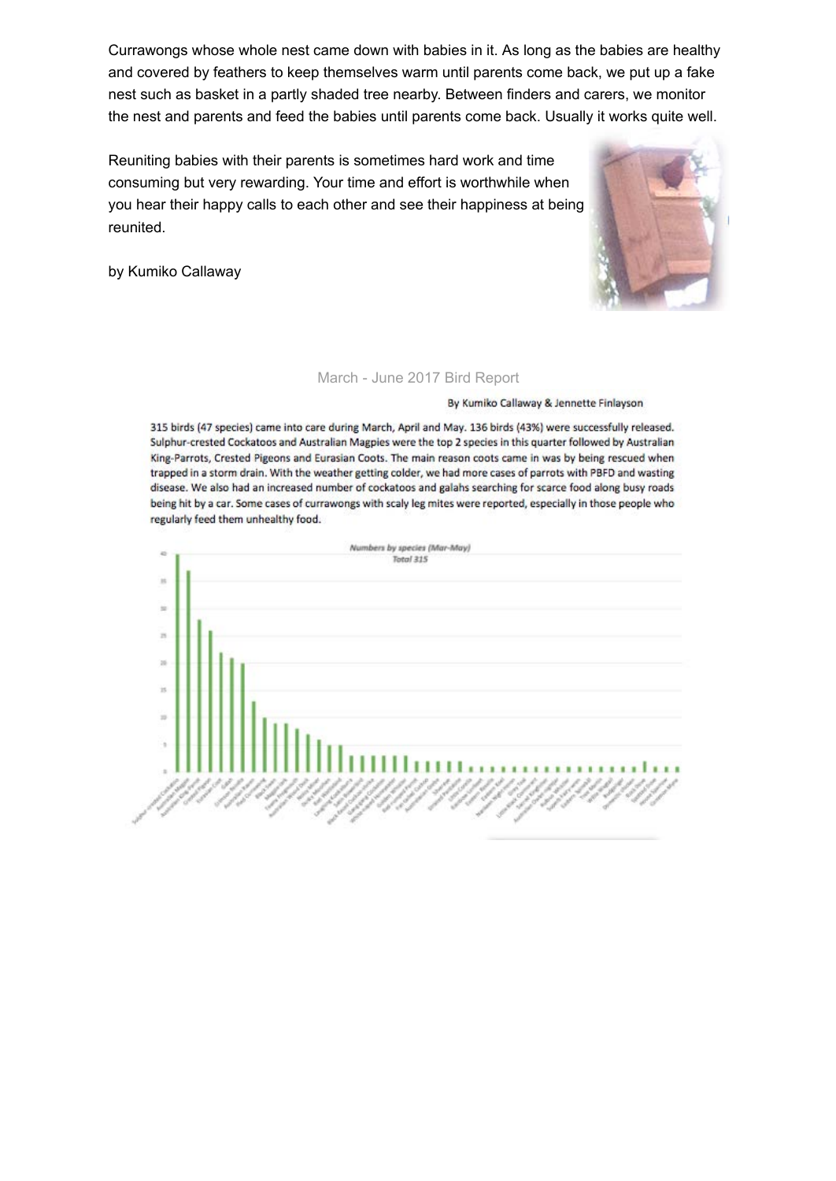Currawongs whose whole nest came down with babies in it. As long as the babies are healthy and covered by feathers to keep themselves warm until parents come back, we put up a fake nest such as basket in a partly shaded tree nearby. Between finders and carers, we monitor the nest and parents and feed the babies until parents come back. Usually it works quite well.

Reuniting babies with their parents is sometimes hard work and time consuming but very rewarding. Your time and effort is worthwhile when you hear their happy calls to each other and see their happiness at being reunited.

by Kumiko Callaway

## March - June 2017 Bird Report

By Kumiko Callaway & Jennette Finlayson

315 birds (47 species) came into care during March, April and May. 136 birds (43%) were successfully released. Sulphur-crested Cockatoos and Australian Magpies were the top 2 species in this quarter followed by Australian King-Parrots, Crested Pigeons and Eurasian Coots. The main reason coots came in was by being rescued when trapped in a storm drain. With the weather getting colder, we had more cases of parrots with PBFD and wasting disease. We also had an increased number of cockatoos and galahs searching for scarce food along busy roads being hit by a car. Some cases of currawongs with scaly leg mites were reported, especially in those people who regularly feed them unhealthy food.

*Numbers by species (Mar-May)*
*Total 315*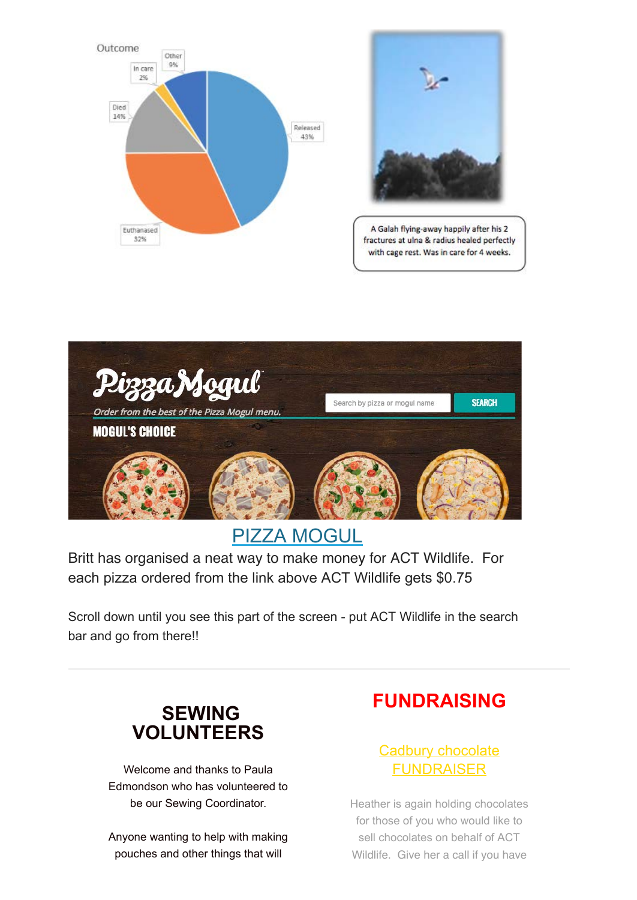Outcome

| Outcome | % |
| --- | --- |
| Released | 43% |
| Euthanased | 32% |
| Died | 14% |
| In care | 2% |
| Other | 9% |

A Galah flying-away happily after his 2 fractures at ulna & radius healed perfectly with cage rest. Was in care for 4 weeks.

## [PIZZA MOGUL]

Britt has organised a neat way to make money for ACT Wildlife. For each pizza ordered from the link above ACT Wildlife gets $0.75

Scroll down until you see this part of the screen - put ACT Wildlife in the search bar and go from there!!

---

## SEWING VOLUNTEERS

Welcome and thanks to Paula Edmondson who has volunteered to be our Sewing Coordinator.

Anyone wanting to help with making pouches and other things that will

## FUNDRAISING

[Cadbury chocolate FUNDRAISER]

Heather is again holding chocolates for those of you who would like to sell chocolates on behalf of ACT Wildlife. Give her a call if you have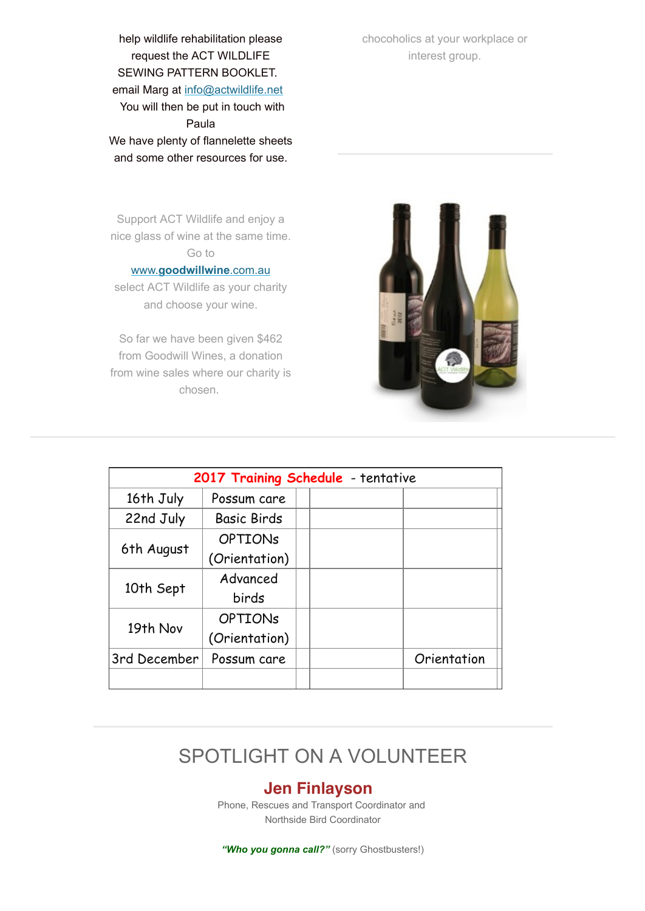help wildlife rehabilitation please request the ACT WILDLIFE SEWING PATTERN BOOKLET. email Marg at info@actwildlife.net You will then be put in touch with Paula We have plenty of flannelette sheets and some other resources for use.

chocoholics at your workplace or interest group.

Support ACT Wildlife and enjoy a nice glass of wine at the same time. Go to www.**goodwillwine**.com.au select ACT Wildlife as your charity and choose your wine.

So far we have been given $462 from Goodwill Wines, a donation from wine sales where our charity is chosen.

| 2017 Training Schedule - tentative | | | | | |
|---|---|---|---|---|---|
| 16th July | Possum care | | | | |
| 22nd July | Basic Birds | | | | |
| 6th August | OPTIONs (Orientation) | | | | |
| 10th Sept | Advanced birds | | | | |
| 19th Nov | OPTIONs (Orientation) | | | | |
| 3rd December | Possum care | | | Orientation | |
| | | | | | |

# SPOTLIGHT ON A VOLUNTEER

## Jen Finlayson

Phone, Rescues and Transport Coordinator and Northside Bird Coordinator

***"Who you gonna call?"*** (sorry Ghostbusters!)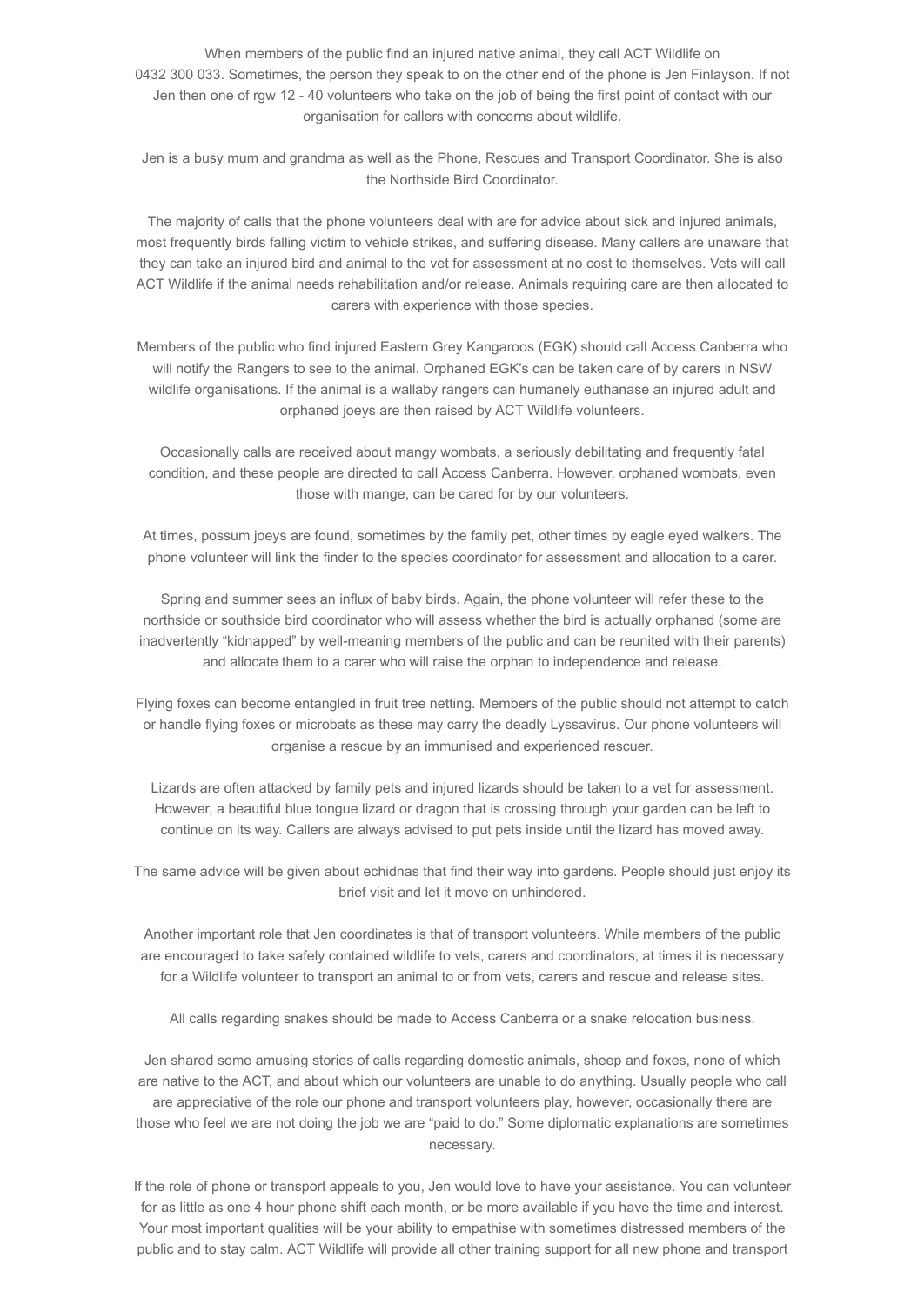When members of the public find an injured native animal, they call ACT Wildlife on 0432 300 033. Sometimes, the person they speak to on the other end of the phone is Jen Finlayson. If not Jen then one of rgw 12 - 40 volunteers who take on the job of being the first point of contact with our organisation for callers with concerns about wildlife.

Jen is a busy mum and grandma as well as the Phone, Rescues and Transport Coordinator. She is also the Northside Bird Coordinator.

The majority of calls that the phone volunteers deal with are for advice about sick and injured animals, most frequently birds falling victim to vehicle strikes, and suffering disease. Many callers are unaware that they can take an injured bird and animal to the vet for assessment at no cost to themselves. Vets will call ACT Wildlife if the animal needs rehabilitation and/or release. Animals requiring care are then allocated to carers with experience with those species.

Members of the public who find injured Eastern Grey Kangaroos (EGK) should call Access Canberra who will notify the Rangers to see to the animal. Orphaned EGK's can be taken care of by carers in NSW wildlife organisations. If the animal is a wallaby rangers can humanely euthanase an injured adult and orphaned joeys are then raised by ACT Wildlife volunteers.

Occasionally calls are received about mangy wombats, a seriously debilitating and frequently fatal condition, and these people are directed to call Access Canberra. However, orphaned wombats, even those with mange, can be cared for by our volunteers.

At times, possum joeys are found, sometimes by the family pet, other times by eagle eyed walkers. The phone volunteer will link the finder to the species coordinator for assessment and allocation to a carer.

Spring and summer sees an influx of baby birds. Again, the phone volunteer will refer these to the northside or southside bird coordinator who will assess whether the bird is actually orphaned (some are inadvertently "kidnapped" by well-meaning members of the public and can be reunited with their parents) and allocate them to a carer who will raise the orphan to independence and release.

Flying foxes can become entangled in fruit tree netting. Members of the public should not attempt to catch or handle flying foxes or microbats as these may carry the deadly Lyssavirus. Our phone volunteers will organise a rescue by an immunised and experienced rescuer.

Lizards are often attacked by family pets and injured lizards should be taken to a vet for assessment. However, a beautiful blue tongue lizard or dragon that is crossing through your garden can be left to continue on its way. Callers are always advised to put pets inside until the lizard has moved away.

The same advice will be given about echidnas that find their way into gardens. People should just enjoy its brief visit and let it move on unhindered.

Another important role that Jen coordinates is that of transport volunteers. While members of the public are encouraged to take safely contained wildlife to vets, carers and coordinators, at times it is necessary for a Wildlife volunteer to transport an animal to or from vets, carers and rescue and release sites.

All calls regarding snakes should be made to Access Canberra or a snake relocation business.

Jen shared some amusing stories of calls regarding domestic animals, sheep and foxes, none of which are native to the ACT, and about which our volunteers are unable to do anything. Usually people who call are appreciative of the role our phone and transport volunteers play, however, occasionally there are those who feel we are not doing the job we are "paid to do." Some diplomatic explanations are sometimes necessary.

If the role of phone or transport appeals to you, Jen would love to have your assistance. You can volunteer for as little as one 4 hour phone shift each month, or be more available if you have the time and interest. Your most important qualities will be your ability to empathise with sometimes distressed members of the public and to stay calm. ACT Wildlife will provide all other training support for all new phone and transport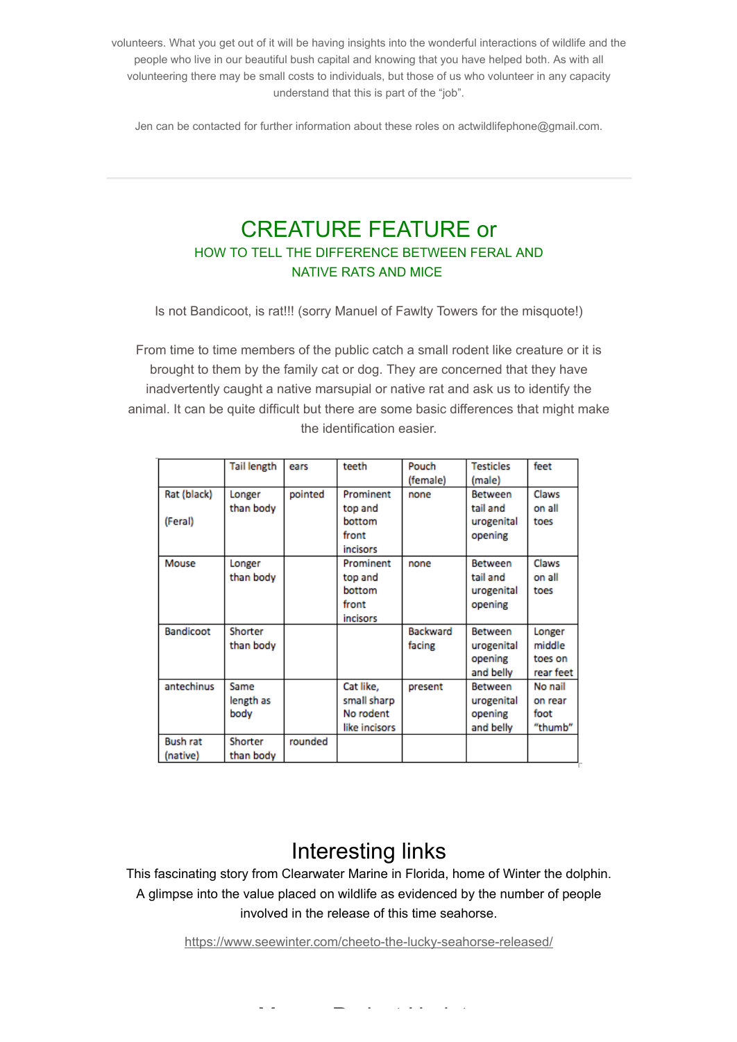volunteers. What you get out of it will be having insights into the wonderful interactions of wildlife and the people who live in our beautiful bush capital and knowing that you have helped both. As with all volunteering there may be small costs to individuals, but those of us who volunteer in any capacity understand that this is part of the "job".

Jen can be contacted for further information about these roles on actwildlifephone@gmail.com.

---

# CREATURE FEATURE or

## HOW TO TELL THE DIFFERENCE BETWEEN FERAL AND NATIVE RATS AND MICE

Is not Bandicoot, is rat!!! (sorry Manuel of Fawlty Towers for the misquote!)

From time to time members of the public catch a small rodent like creature or it is brought to them by the family cat or dog. They are concerned that they have inadvertently caught a native marsupial or native rat and ask us to identify the animal. It can be quite difficult but there are some basic differences that might make the identification easier.

| | Tail length | ears | teeth | Pouch (female) | Testicles (male) | feet |
|---|---|---|---|---|---|---|
| Rat (black) (Feral) | Longer than body | pointed | Prominent top and bottom front incisors | none | Between tail and urogenital opening | Claws on all toes |
| Mouse | Longer than body | | Prominent top and bottom front incisors | none | Between tail and urogenital opening | Claws on all toes |
| Bandicoot | Shorter than body | | | Backward facing | Between urogenital opening and belly | Longer middle toes on rear feet |
| antechinus | Same length as body | | Cat like, small sharp No rodent like incisors | present | Between urogenital opening and belly | No nail on rear foot "thumb" |
| Bush rat (native) | Shorter than body | rounded | | | | |

# Interesting links

This fascinating story from Clearwater Marine in Florida, home of Winter the dolphin. A glimpse into the value placed on wildlife as evidenced by the number of people involved in the release of this time seahorse.

https://www.seewinter.com/cheeto-the-lucky-seahorse-released/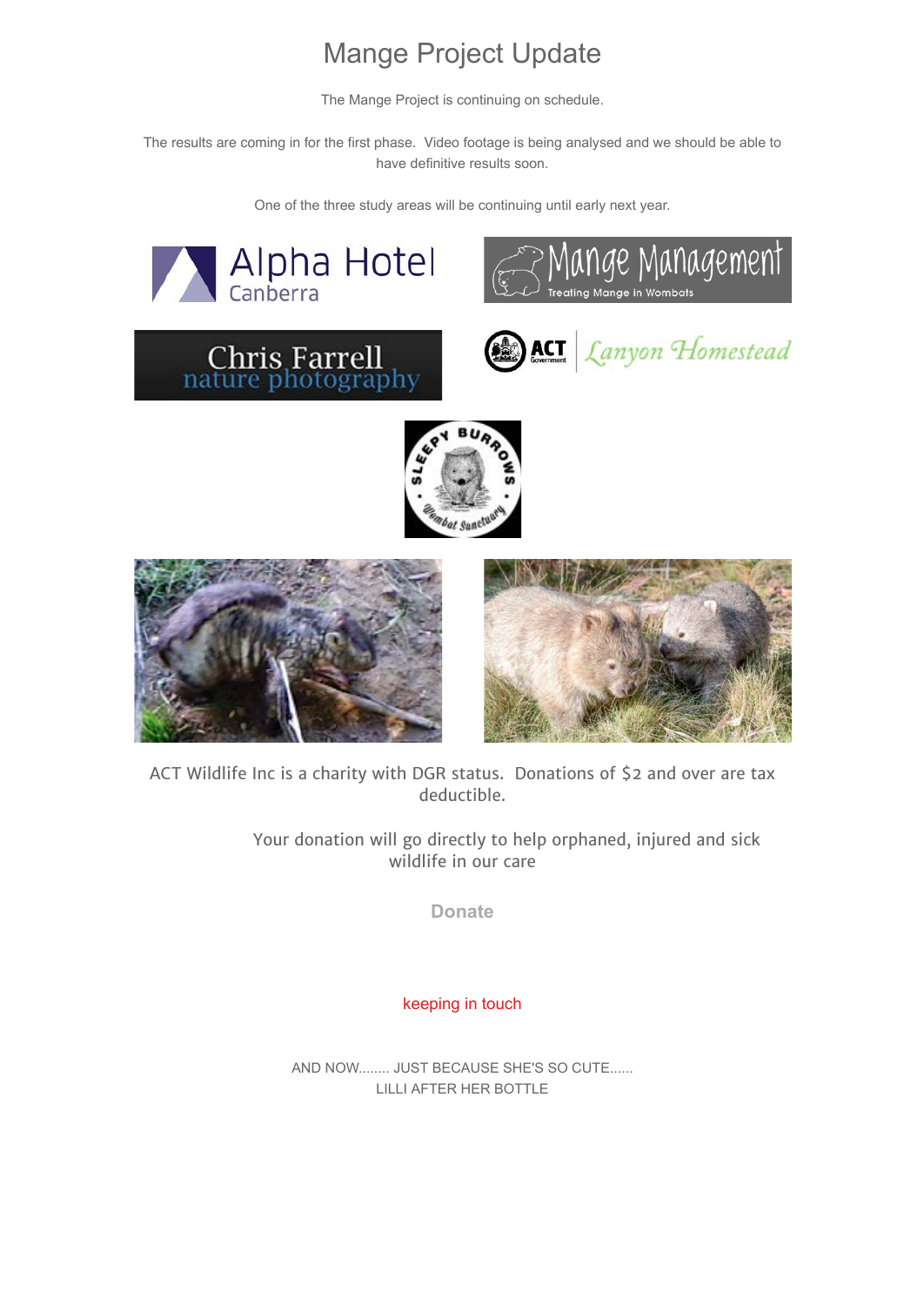# Mange Project Update

The Mange Project is continuing on schedule.

The results are coming in for the first phase. Video footage is being analysed and we should be able to have definitive results soon.

One of the three study areas will be continuing until early next year.

ACT Wildlife Inc is a charity with DGR status. Donations of $2 and over are tax deductible.

Your donation will go directly to help orphaned, injured and sick wildlife in our care

**Donate**

keeping in touch

AND NOW........ JUST BECAUSE SHE'S SO CUTE......
LILLI AFTER HER BOTTLE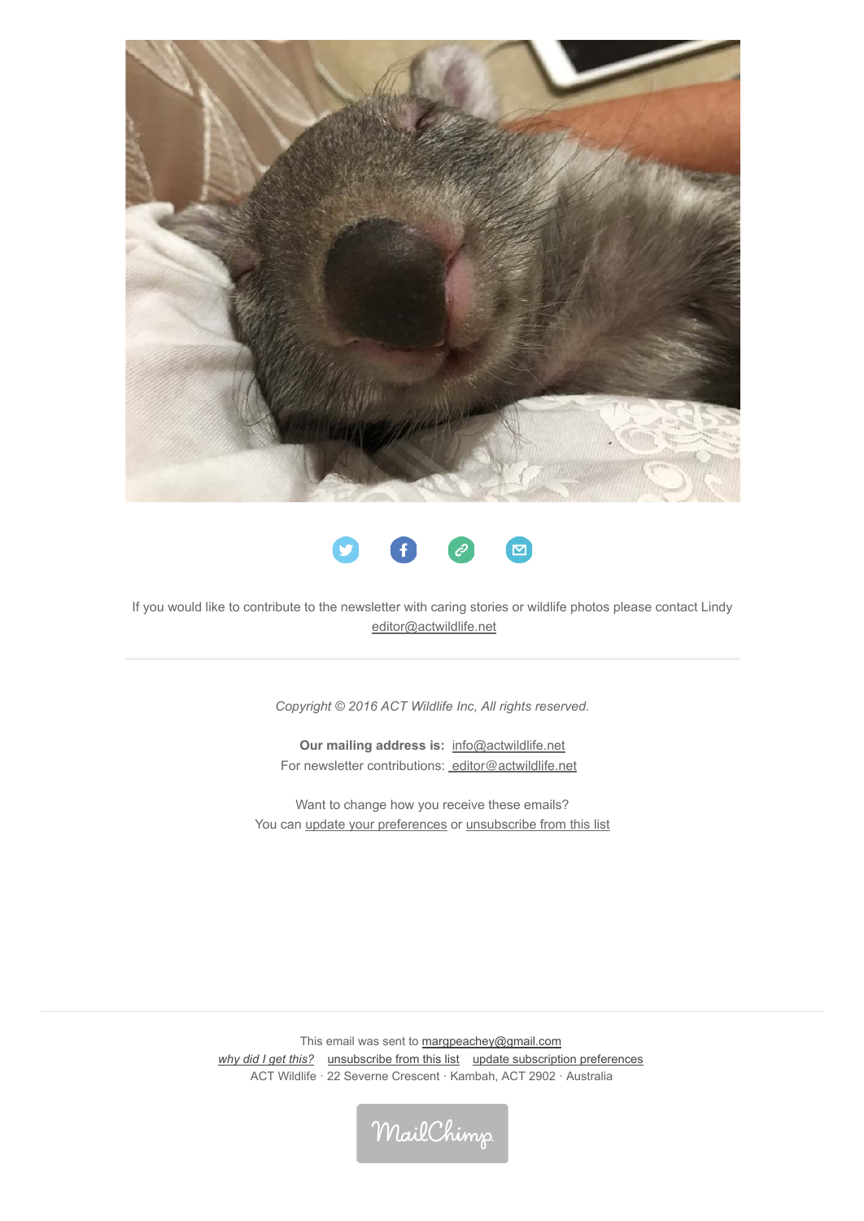If you would like to contribute to the newsletter with caring stories or wildlife photos please contact Lindy editor@actwildlife.net

---

*Copyright © 2016 ACT Wildlife Inc, All rights reserved.*

**Our mailing address is:** info@actwildlife.net
For newsletter contributions: editor@actwildlife.net

Want to change how you receive these emails?
You can update your preferences or unsubscribe from this list

---

This email was sent to margpeachey@gmail.com
*why did I get this?* unsubscribe from this list update subscription preferences
ACT Wildlife · 22 Severne Crescent · Kambah, ACT 2902 · Australia